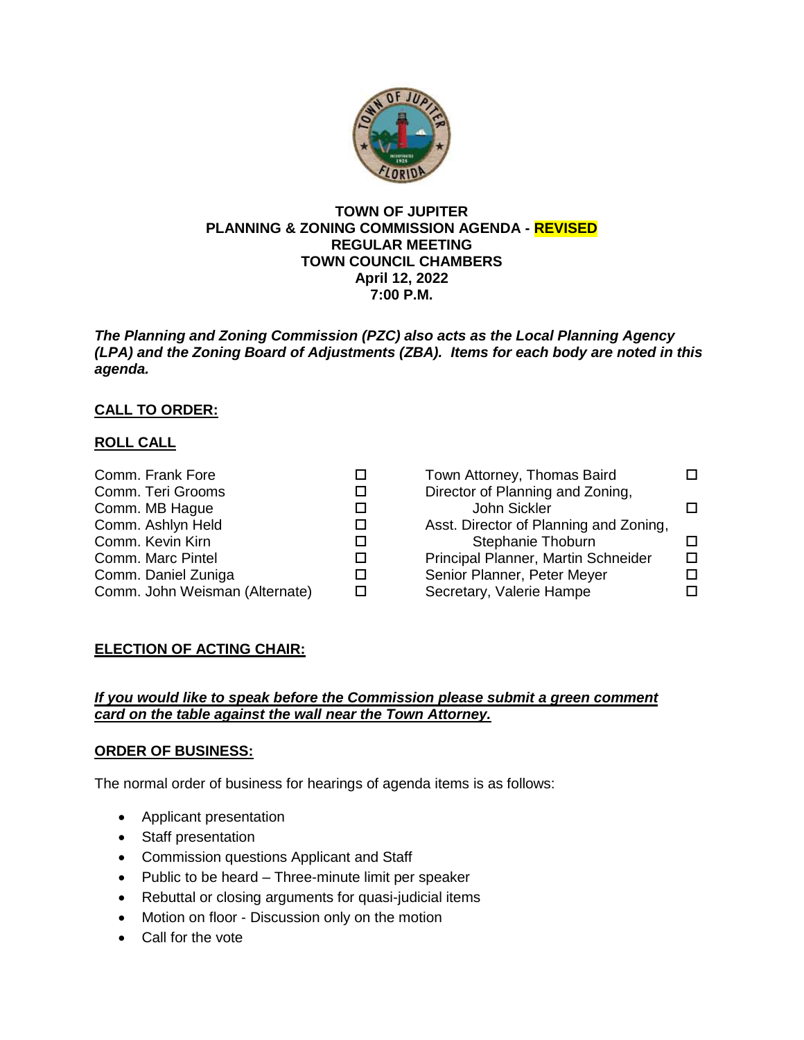**TOWN OF JUPITER**
**PLANNING & ZONING COMMISSION AGENDA - REVISED**
**REGULAR MEETING**
**TOWN COUNCIL CHAMBERS**
**April 12, 2022**
**7:00 P.M.**

***The Planning and Zoning Commission (PZC) also acts as the Local Planning Agency (LPA) and the Zoning Board of Adjustments (ZBA). Items for each body are noted in this agenda.***

## CALL TO ORDER:

## ROLL CALL

| | | | |
|---|---|---|---|
| Comm. Frank Fore | ☐ | Town Attorney, Thomas Baird | ☐ |
| Comm. Teri Grooms | ☐ | Director of Planning and Zoning, John Sickler | ☐ |
| Comm. MB Hague | ☐ | Asst. Director of Planning and Zoning, Stephanie Thoburn | ☐ |
| Comm. Ashlyn Held | ☐ | Principal Planner, Martin Schneider | ☐ |
| Comm. Kevin Kirn | ☐ | Senior Planner, Peter Meyer | ☐ |
| Comm. Marc Pintel | ☐ | Secretary, Valerie Hampe | ☐ |
| Comm. Daniel Zuniga | ☐ | | |
| Comm. John Weisman (Alternate) | ☐ | | |

## ELECTION OF ACTING CHAIR:

***If you would like to speak before the Commission please submit a green comment card on the table against the wall near the Town Attorney.***

## ORDER OF BUSINESS:

The normal order of business for hearings of agenda items is as follows:

- Applicant presentation
- Staff presentation
- Commission questions Applicant and Staff
- Public to be heard – Three-minute limit per speaker
- Rebuttal or closing arguments for quasi-judicial items
- Motion on floor - Discussion only on the motion
- Call for the vote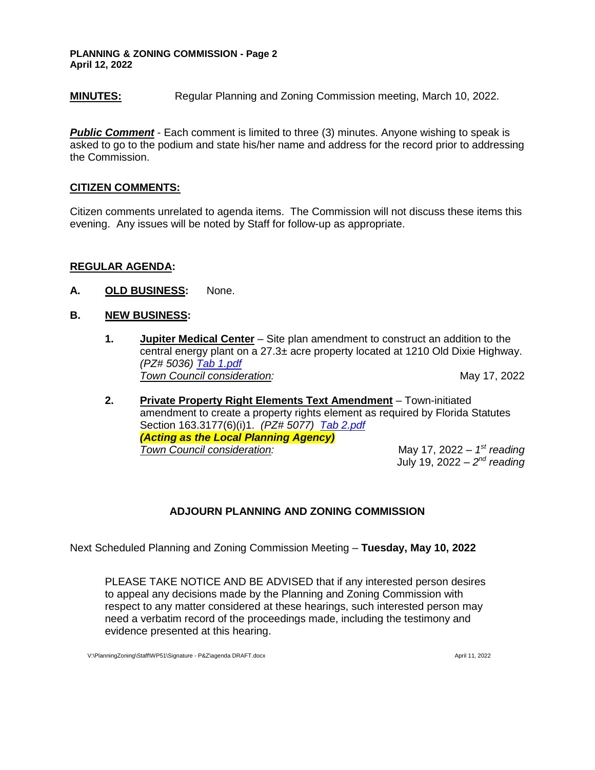**MINUTES:** Regular Planning and Zoning Commission meeting, March 10, 2022.

***Public Comment*** - Each comment is limited to three (3) minutes. Anyone wishing to speak is asked to go to the podium and state his/her name and address for the record prior to addressing the Commission.

**CITIZEN COMMENTS:**

Citizen comments unrelated to agenda items. The Commission will not discuss these items this evening. Any issues will be noted by Staff for follow-up as appropriate.

**REGULAR AGENDA:**

**A. OLD BUSINESS:** None.

**B. NEW BUSINESS:**

1. **Jupiter Medical Center** – Site plan amendment to construct an addition to the central energy plant on a 27.3± acre property located at 1210 Old Dixie Highway. *(PZ# 5036)* Tab 1.pdf
   *Town Council consideration:* May 17, 2022

2. **Private Property Right Elements Text Amendment** – Town-initiated amendment to create a property rights element as required by Florida Statutes Section 163.3177(6)(i)1. *(PZ# 5077)* Tab 2.pdf
   ***(Acting as the Local Planning Agency)***
   *Town Council consideration:* May 17, 2022 – *1st reading*
   July 19, 2022 – *2nd reading*

**ADJOURN PLANNING AND ZONING COMMISSION**

Next Scheduled Planning and Zoning Commission Meeting – **Tuesday, May 10, 2022**

PLEASE TAKE NOTICE AND BE ADVISED that if any interested person desires to appeal any decisions made by the Planning and Zoning Commission with respect to any matter considered at these hearings, such interested person may need a verbatim record of the proceedings made, including the testimony and evidence presented at this hearing.